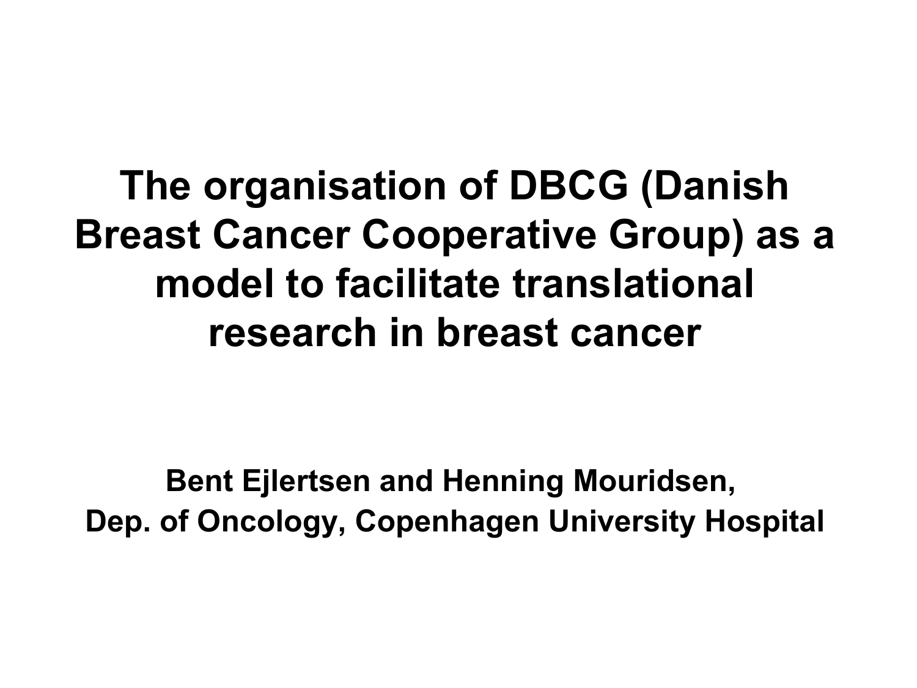# The organisation of DBCG (Danish Breast Cancer Cooperative Group) as a model to facilitate translational research in breast cancer

**Bent Ejlertsen and Henning Mouridsen,**
**Dep. of Oncology, Copenhagen University Hospital**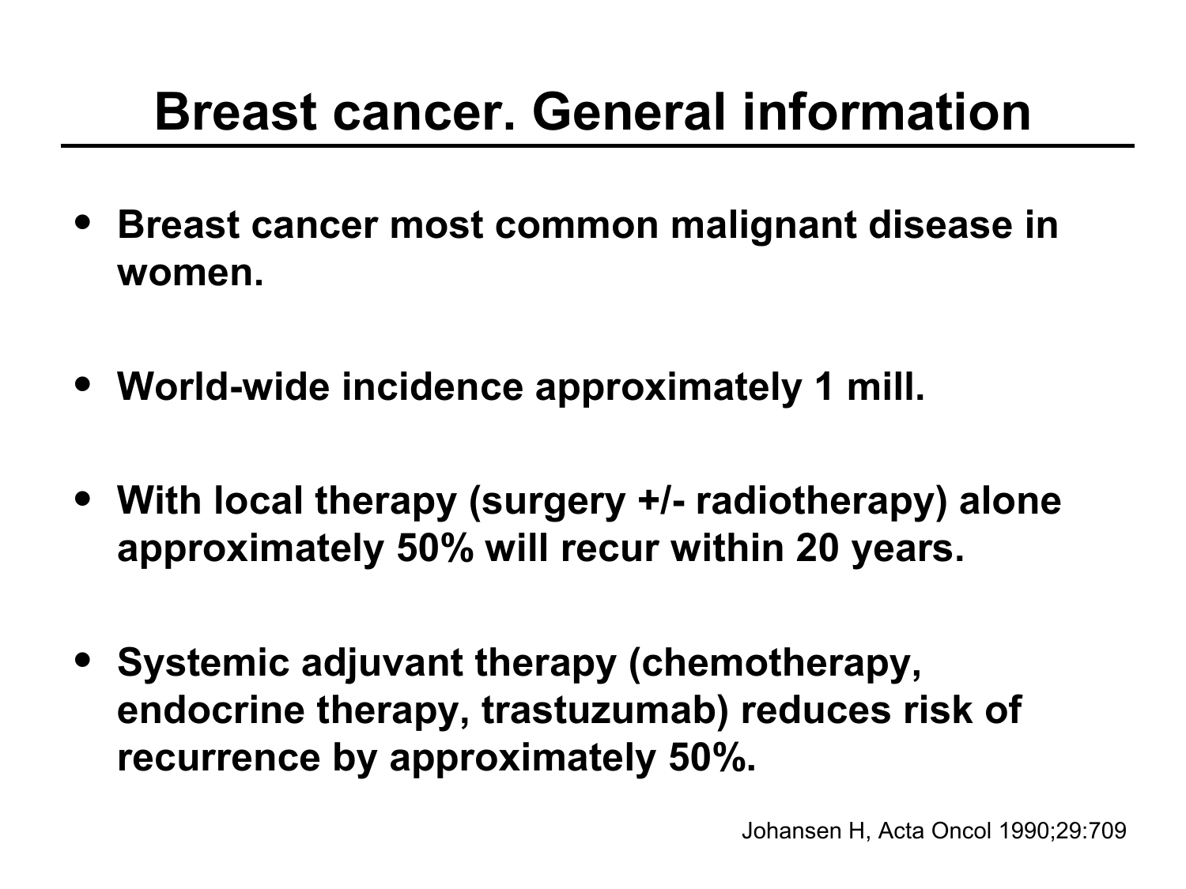# Breast cancer. General information

- **Breast cancer most common malignant disease in women.**
- **World-wide incidence approximately 1 mill.**
- **With local therapy (surgery +/- radiotherapy) alone approximately 50% will recur within 20 years.**
- **Systemic adjuvant therapy (chemotherapy, endocrine therapy, trastuzumab) reduces risk of recurrence by approximately 50%.**

Johansen H, Acta Oncol 1990;29:709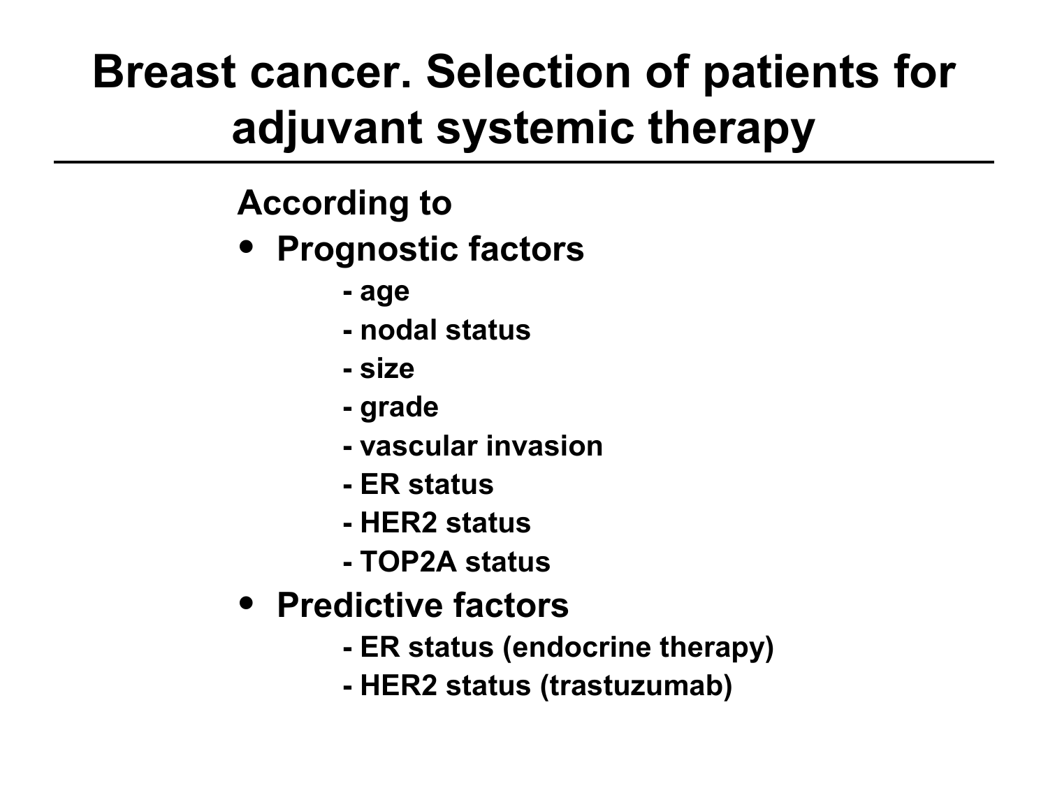# Breast cancer. Selection of patients for adjuvant systemic therapy

**According to**

- **Prognostic factors**
  - age
  - nodal status
  - size
  - grade
  - vascular invasion
  - ER status
  - HER2 status
  - TOP2A status
- **Predictive factors**
  - ER status (endocrine therapy)
  - HER2 status (trastuzumab)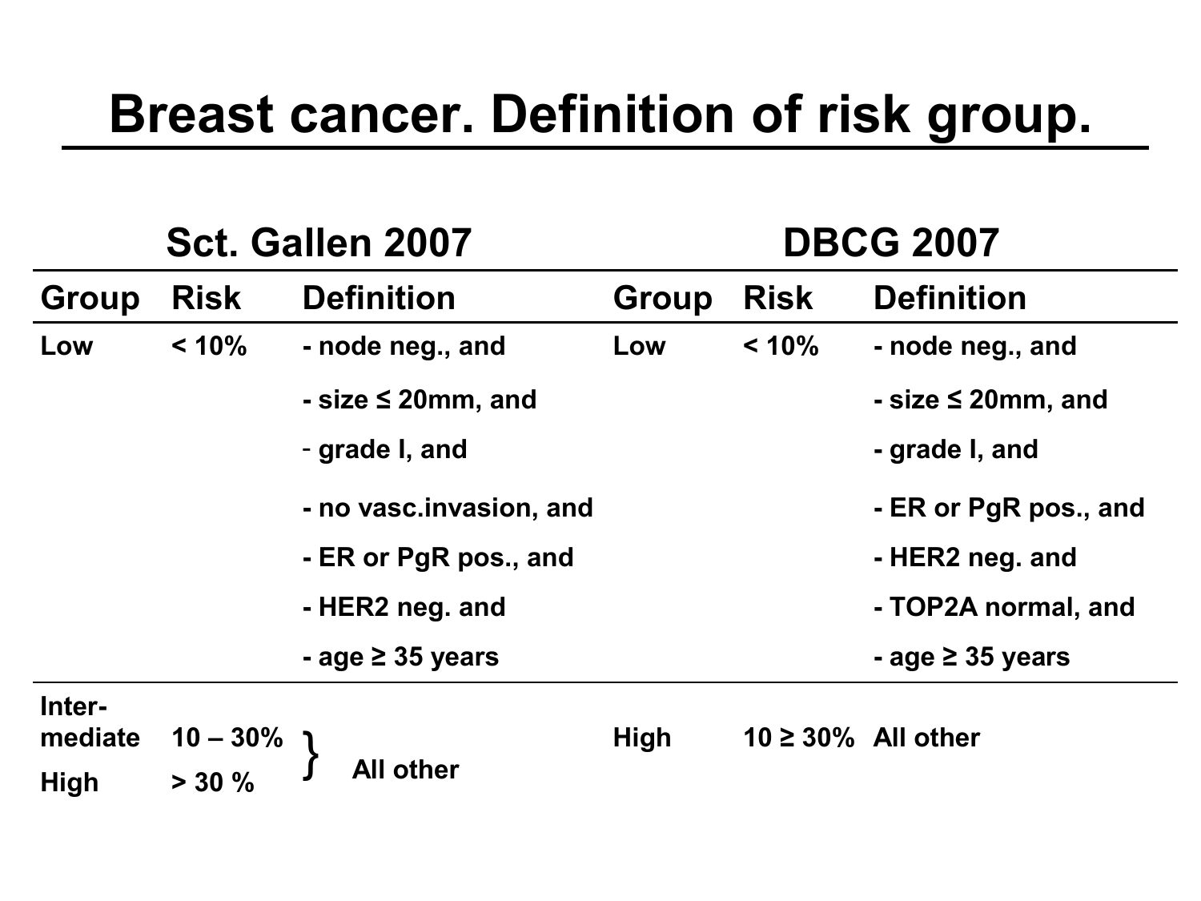# Breast cancer. Definition of risk group.

| Sct. Gallen 2007 | | | DBCG 2007 | | |
|---|---|---|---|---|---|
| **Group** | **Risk** | **Definition** | **Group** | **Risk** | **Definition** |
| Low | < 10% | - node neg., and | Low | < 10% | - node neg., and |
| | | - size ≤ 20mm, and | | | - size ≤ 20mm, and |
| | | - grade I, and | | | - grade I, and |
| | | - no vasc.invasion, and | | | - ER or PgR pos., and |
| | | - ER or PgR pos., and | | | - HER2 neg. and |
| | | - HER2 neg. and | | | - TOP2A normal, and |
| | | - age ≥ 35 years | | | - age ≥ 35 years |
| Inter-mediate | 10 – 30% | } All other | High | 10 ≥ 30% | All other |
| High | > 30 % | | | | |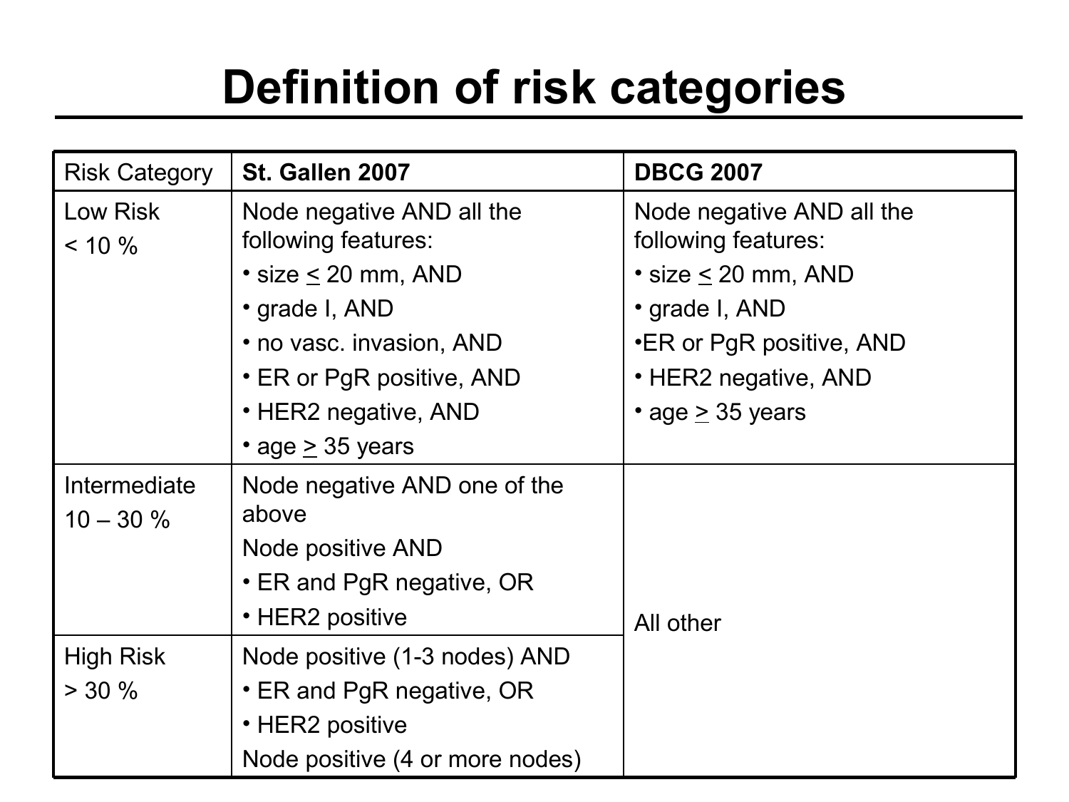# Definition of risk categories

| Risk Category | **St. Gallen 2007** | **DBCG 2007** |
|---|---|---|
| Low Risk<br>< 10 % | Node negative AND all the following features:<br>• size ≤ 20 mm, AND<br>• grade I, AND<br>• no vasc. invasion, AND<br>• ER or PgR positive, AND<br>• HER2 negative, AND<br>• age ≥ 35 years | Node negative AND all the following features:<br>• size ≤ 20 mm, AND<br>• grade I, AND<br>•ER or PgR positive, AND<br>• HER2 negative, AND<br>• age ≥ 35 years |
| Intermediate<br>10 – 30 % | Node negative AND one of the above<br>Node positive AND<br>• ER and PgR negative, OR<br>• HER2 positive | All other |
| High Risk<br>> 30 % | Node positive (1-3 nodes) AND<br>• ER and PgR negative, OR<br>• HER2 positive<br>Node positive (4 or more nodes) | |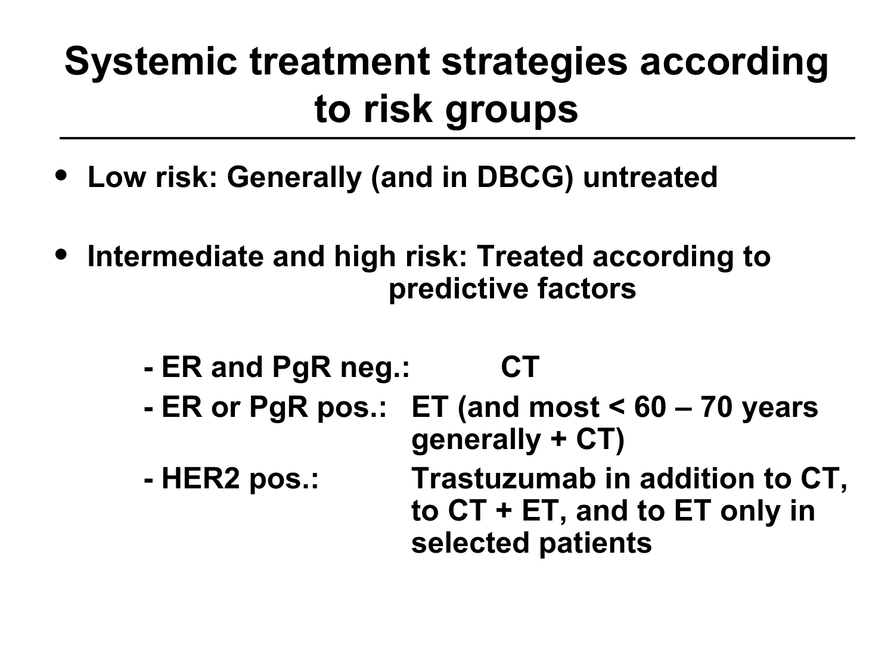# Systemic treatment strategies according to risk groups

- **Low risk: Generally (and in DBCG) untreated**
- **Intermediate and high risk: Treated according to predictive factors**

  - **ER and PgR neg.: CT**
  - **ER or PgR pos.: ET (and most < 60 – 70 years generally + CT)**
  - **HER2 pos.: Trastuzumab in addition to CT, to CT + ET, and to ET only in selected patients**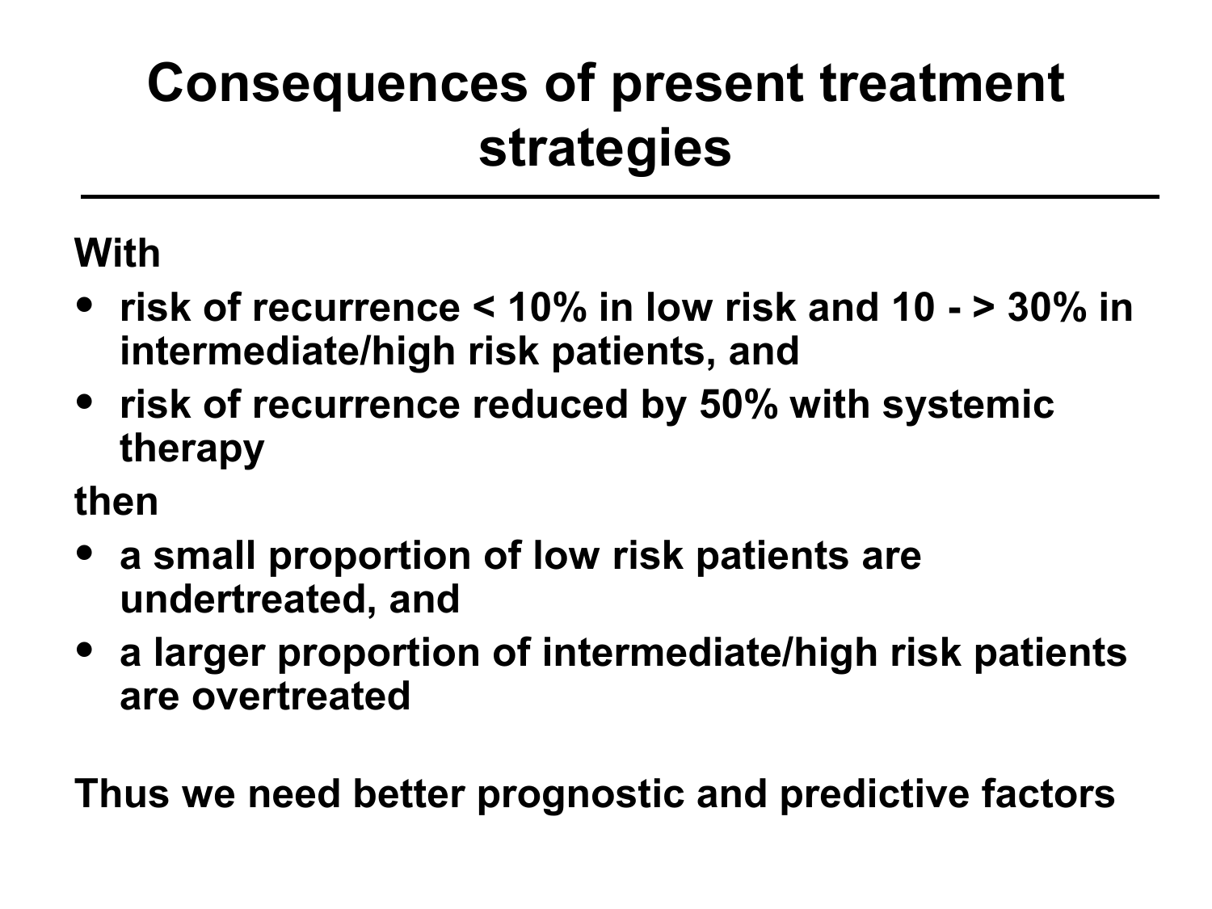# Consequences of present treatment strategies

**With**

- **risk of recurrence < 10% in low risk and 10 - > 30% in intermediate/high risk patients, and**
- **risk of recurrence reduced by 50% with systemic therapy**

**then**

- **a small proportion of low risk patients are undertreated, and**
- **a larger proportion of intermediate/high risk patients are overtreated**

**Thus we need better prognostic and predictive factors**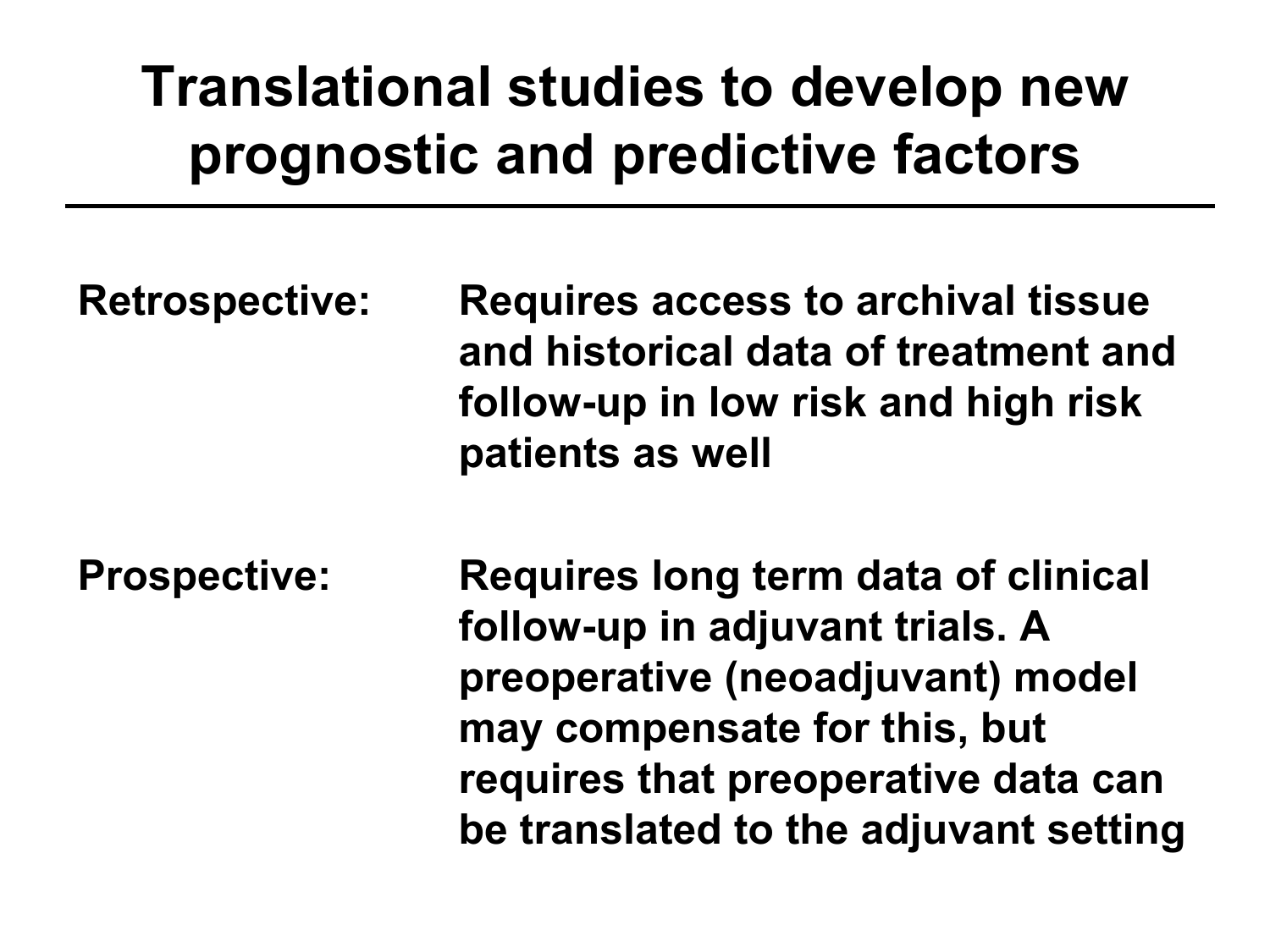# Translational studies to develop new prognostic and predictive factors

**Retrospective:** Requires access to archival tissue and historical data of treatment and follow-up in low risk and high risk patients as well

**Prospective:** Requires long term data of clinical follow-up in adjuvant trials. A preoperative (neoadjuvant) model may compensate for this, but requires that preoperative data can be translated to the adjuvant setting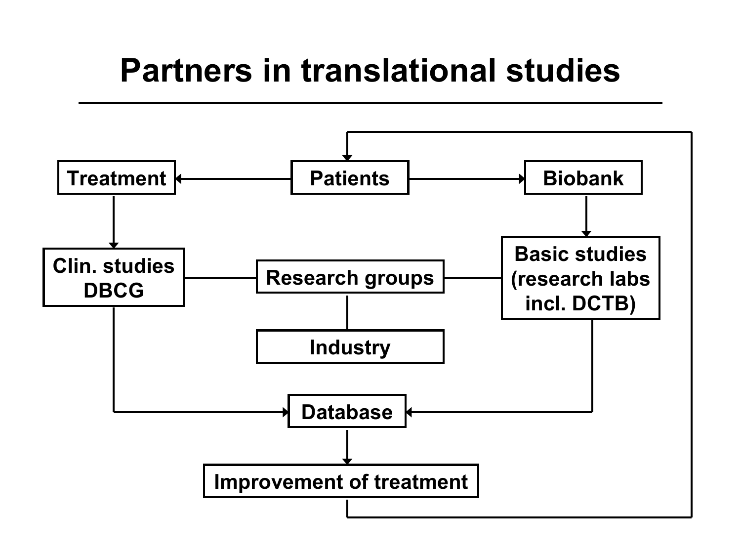# Partners in translational studies

- Patients → Treatment
- Patients → Biobank
- Treatment → Clin. studies DBCG
- Biobank → Basic studies (research labs incl. DCTB)
- Clin. studies DBCG — Research groups — Basic studies (research labs incl. DCTB)
- Research groups — Industry
- Clin. studies DBCG → Database
- Basic studies (research labs incl. DCTB) → Database
- Database → Improvement of treatment
- Improvement of treatment → Patients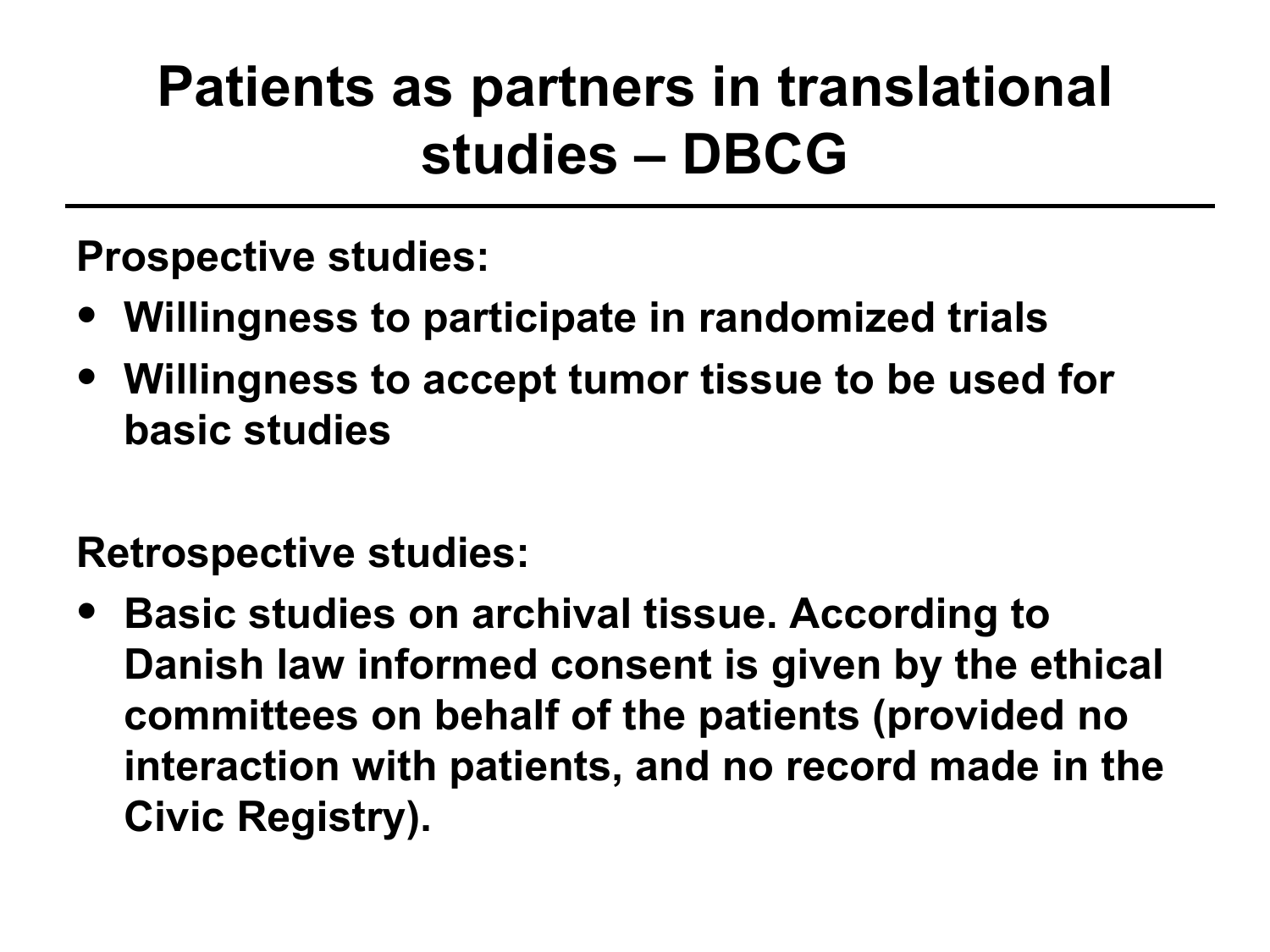# Patients as partners in translational studies – DBCG

**Prospective studies:**

- **Willingness to participate in randomized trials**
- **Willingness to accept tumor tissue to be used for basic studies**

**Retrospective studies:**

- **Basic studies on archival tissue. According to Danish law informed consent is given by the ethical committees on behalf of the patients (provided no interaction with patients, and no record made in the Civic Registry).**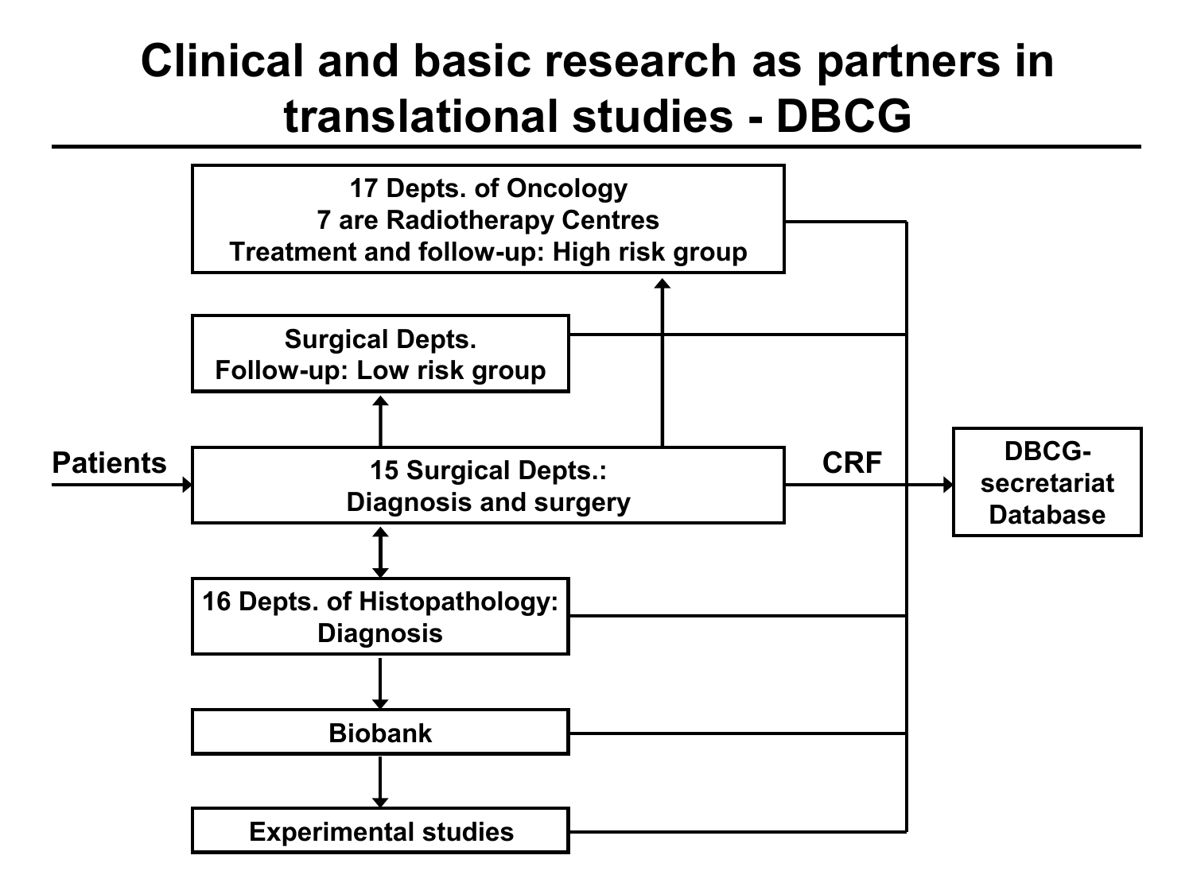# Clinical and basic research as partners in translational studies - DBCG

**17 Depts. of Oncology**
**7 are Radiotherapy Centres**
**Treatment and follow-up: High risk group**

**Surgical Depts.**
**Follow-up: Low risk group**

**Patients** → **15 Surgical Depts.: Diagnosis and surgery** → **CRF** → **DBCG-secretariat Database**

**16 Depts. of Histopathology: Diagnosis**

**Biobank**

**Experimental studies**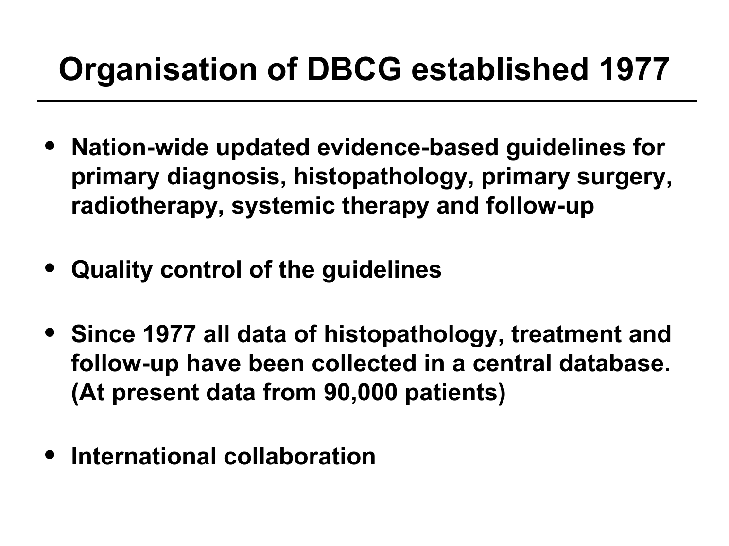# Organisation of DBCG established 1977

- Nation-wide updated evidence-based guidelines for primary diagnosis, histopathology, primary surgery, radiotherapy, systemic therapy and follow-up
- Quality control of the guidelines
- Since 1977 all data of histopathology, treatment and follow-up have been collected in a central database. (At present data from 90,000 patients)
- International collaboration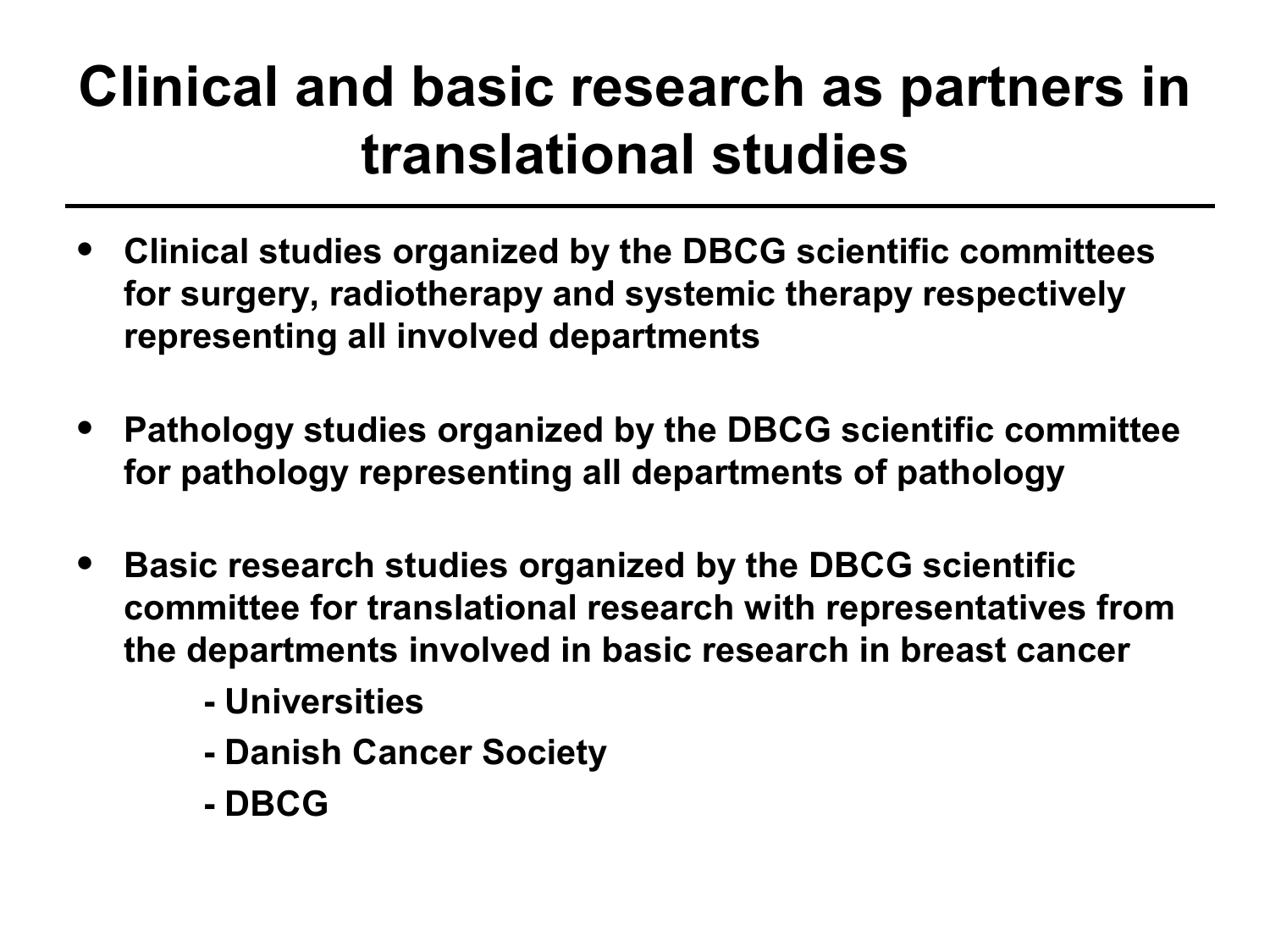# Clinical and basic research as partners in translational studies

- Clinical studies organized by the DBCG scientific committees for surgery, radiotherapy and systemic therapy respectively representing all involved departments

- Pathology studies organized by the DBCG scientific committee for pathology representing all departments of pathology

- Basic research studies organized by the DBCG scientific committee for translational research with representatives from the departments involved in basic research in breast cancer
  - Universities
  - Danish Cancer Society
  - DBCG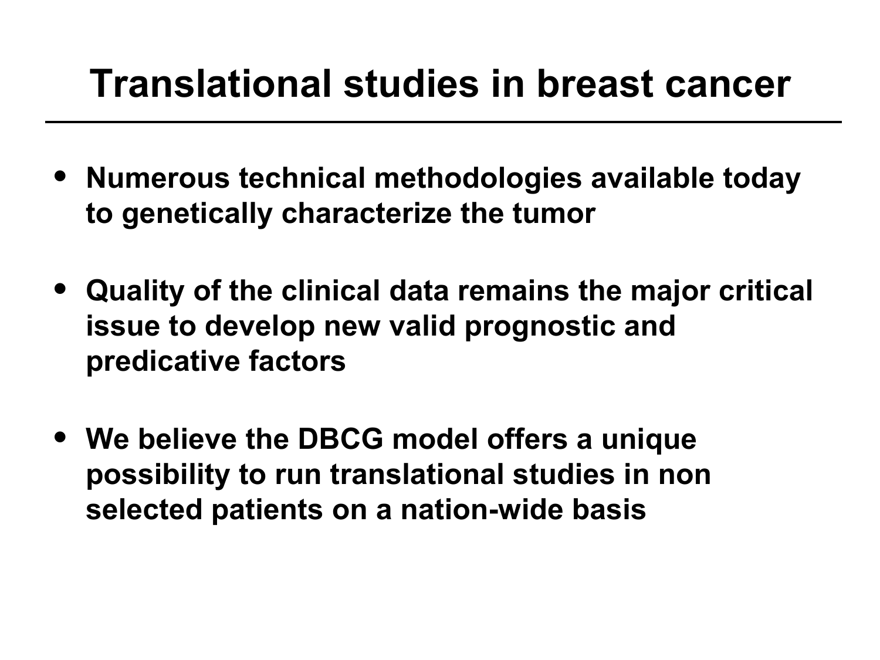# Translational studies in breast cancer

- **Numerous technical methodologies available today to genetically characterize the tumor**
- **Quality of the clinical data remains the major critical issue to develop new valid prognostic and predicative factors**
- **We believe the DBCG model offers a unique possibility to run translational studies in non selected patients on a nation-wide basis**